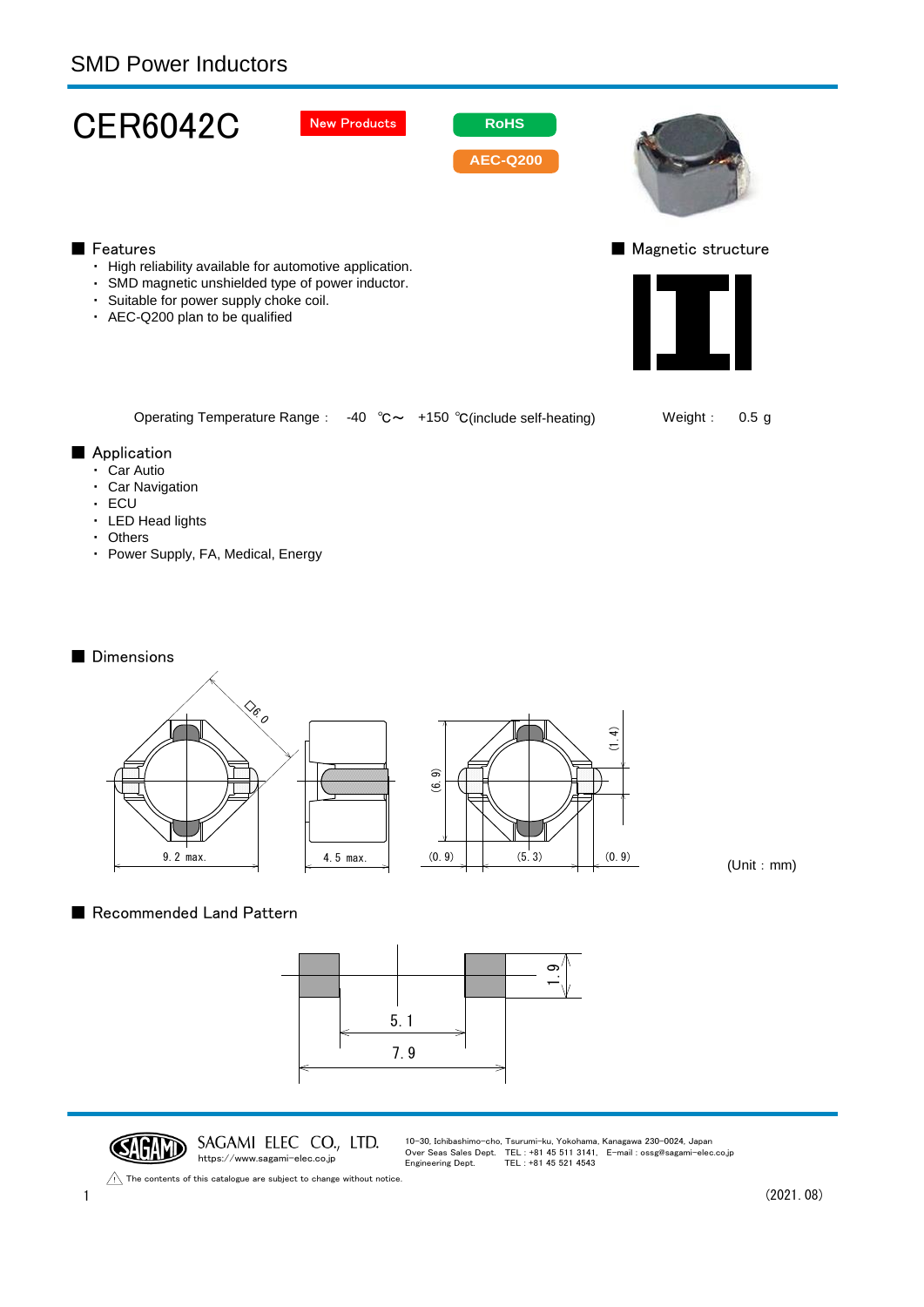SMD Power Inductors

# CER6042C

New Products

RoHS

AEC-Q200

## ■ Features

- High reliability available for automotive application.
- SMD magnetic unshielded type of power inductor.
- Suitable for power supply choke coil.
- AEC-Q200 plan to be qualified

## ■ Magnetic structure

Operating Temperature Range : -40 ℃～ +150 ℃(include self-heating)

Weight : 0.5 g

## ■ Application

- Car Autio
- Car Navigation
- ECU
- LED Head lights
- Others
- Power Supply, FA, Medical, Energy

## ■ Dimensions

□6.0

9.2 max.

4.5 max.

(6.9)

(1.4)

(0.9) (5.3) (0.9)

(Unit : mm)

## ■ Recommended Land Pattern

1.9

5.1

7.9

SAGAMI ELEC CO., LTD.
https://www.sagami-elec.co.jp

10-30, Ichibashimo-cho, Tsurumi-ku, Yokohama, Kanagawa 230-0024, Japan
Over Seas Sales Dept. TEL : +81 45 511 3141, E-mail : ossg@sagami-elec.co.jp
Engineering Dept. TEL : +81 45 521 4543

⚠ The contents of this catalogue are subject to change without notice.

(2021. 08)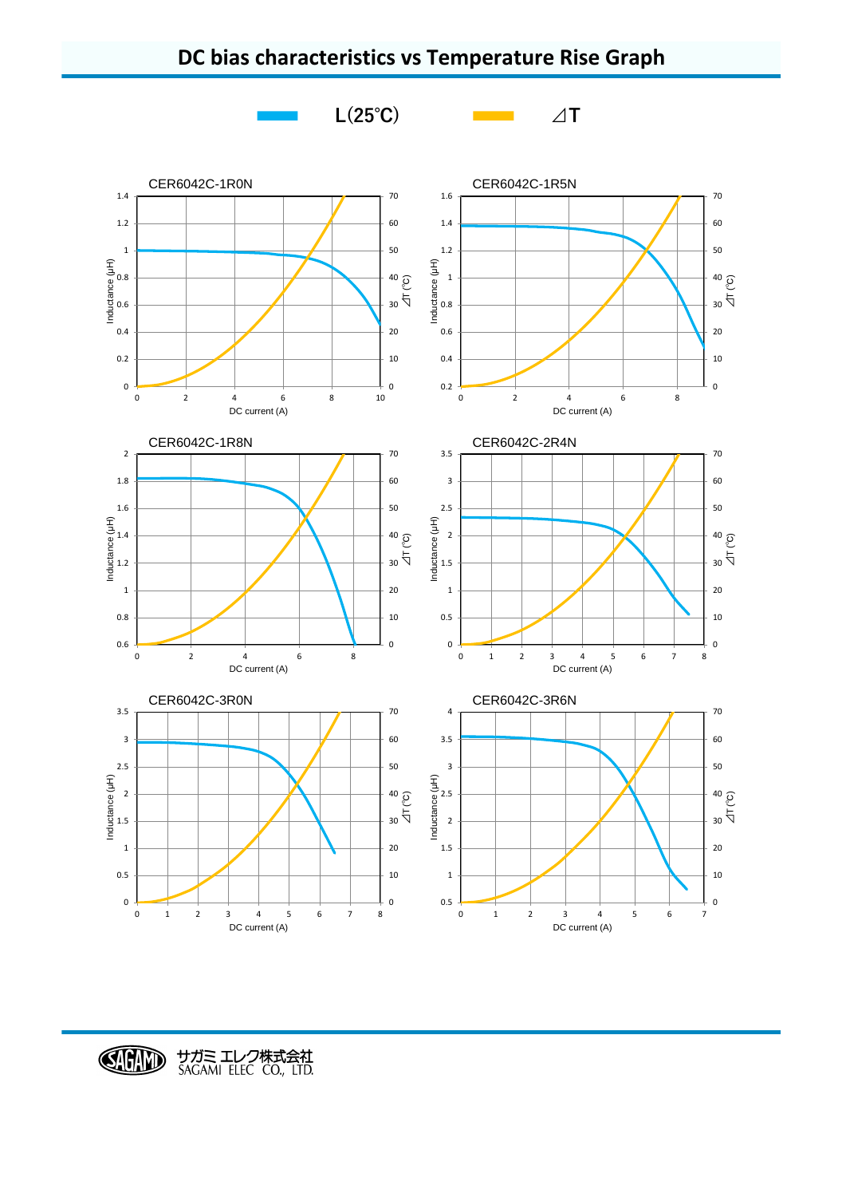# DC bias characteristics vs Temperature Rise Graph

L(25℃)　　⊿T

CER6042C-1R0N

CER6042C-1R5N

CER6042C-1R8N

CER6042C-2R4N

CER6042C-3R0N

CER6042C-3R6N

サガミ エレク株式会社
SAGAMI ELEC CO., LTD.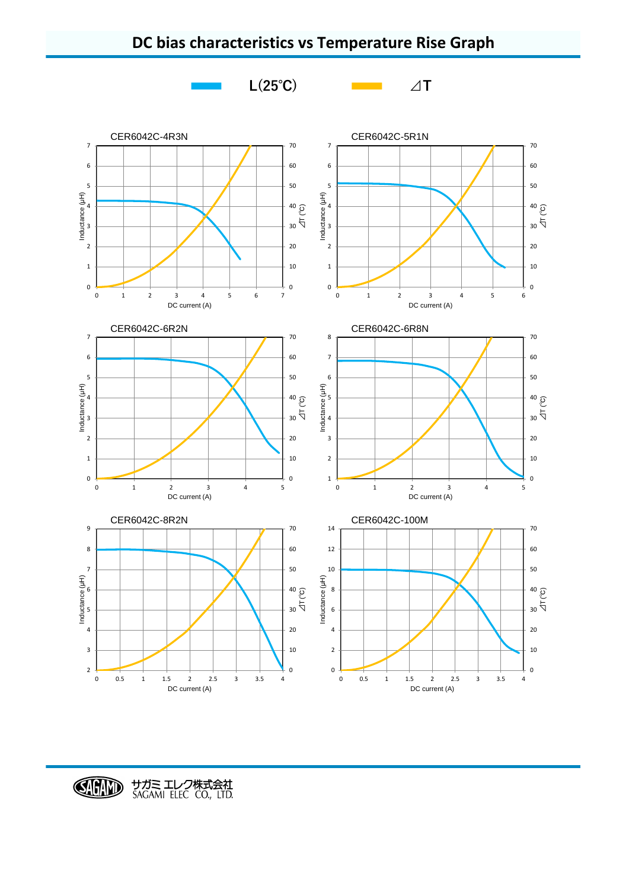# DC bias characteristics vs Temperature Rise Graph

L(25℃)　　⊿T

CER6042C-4R3N

CER6042C-5R1N

CER6042C-6R2N

CER6042C-6R8N

CER6042C-8R2N

CER6042C-100M

サガミ エレク株式会社
SAGAMI ELEC CO., LTD.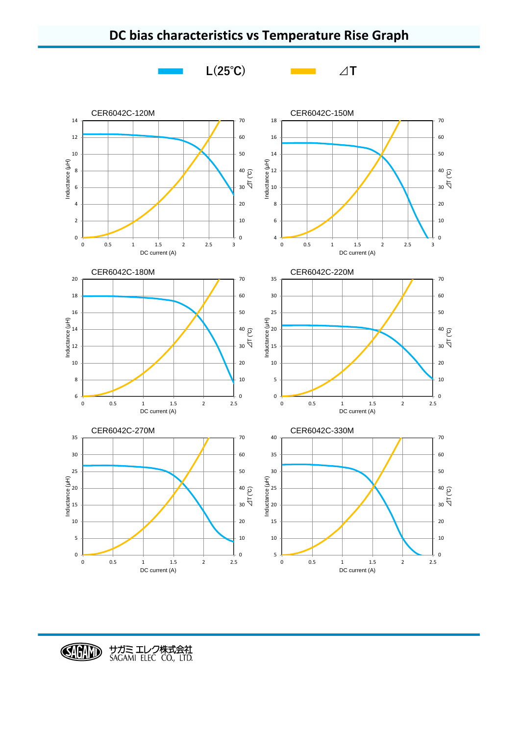# DC bias characteristics vs Temperature Rise Graph

L(25℃)　　⊿T

### CER6042C-120M

Inductance (μH): 0, 2, 4, 6, 8, 10, 12, 14
⊿T (℃): 0, 10, 20, 30, 40, 50, 60, 70
DC current (A): 0, 0.5, 1, 1.5, 2, 2.5, 3

### CER6042C-150M

Inductance (μH): 4, 6, 8, 10, 12, 14, 16, 18
⊿T (℃): 0, 10, 20, 30, 40, 50, 60, 70
DC current (A): 0, 0.5, 1, 1.5, 2, 2.5, 3

### CER6042C-180M

Inductance (μH): 6, 8, 10, 12, 14, 16, 18, 20
⊿T (℃): 0, 10, 20, 30, 40, 50, 60, 70
DC current (A): 0, 0.5, 1, 1.5, 2, 2.5

### CER6042C-220M

Inductance (μH): 0, 5, 10, 15, 20, 25, 30, 35
⊿T (℃): 0, 10, 20, 30, 40, 50, 60, 70
DC current (A): 0, 0.5, 1, 1.5, 2, 2.5

### CER6042C-270M

Inductance (μH): 0, 5, 10, 15, 20, 25, 30, 35
⊿T (℃): 0, 10, 20, 30, 40, 50, 60, 70
DC current (A): 0, 0.5, 1, 1.5, 2, 2.5

### CER6042C-330M

Inductance (μH): 5, 10, 15, 20, 25, 30, 35, 40
⊿T (℃): 0, 10, 20, 30, 40, 50, 60, 70
DC current (A): 0, 0.5, 1, 1.5, 2, 2.5

SAGAMI サガミ エレク株式会社 SAGAMI ELEC CO., LTD.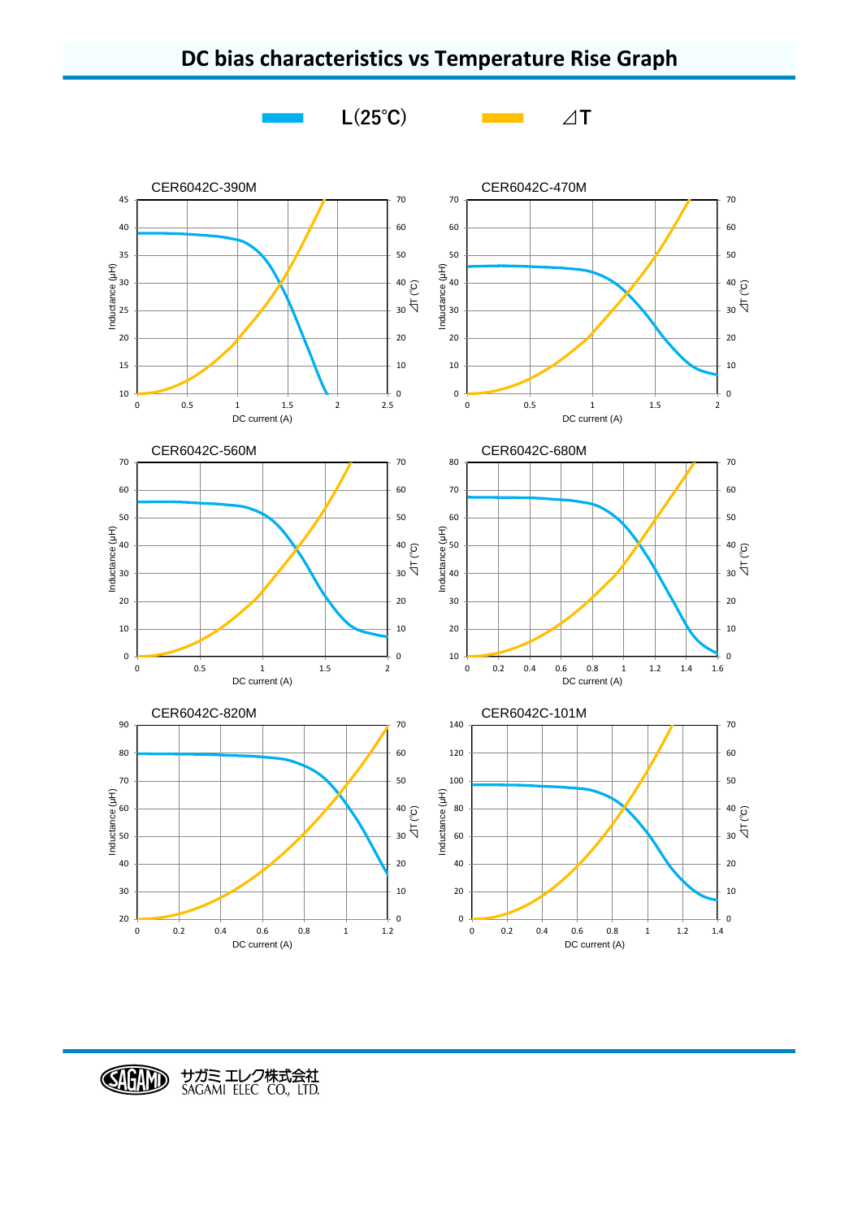# DC bias characteristics vs Temperature Rise Graph

L(25℃)　　⊿T

CER6042C-390M

CER6042C-470M

CER6042C-560M

CER6042C-680M

CER6042C-820M

CER6042C-101M

サガミ エレク株式会社
SAGAMI ELEC CO., LTD.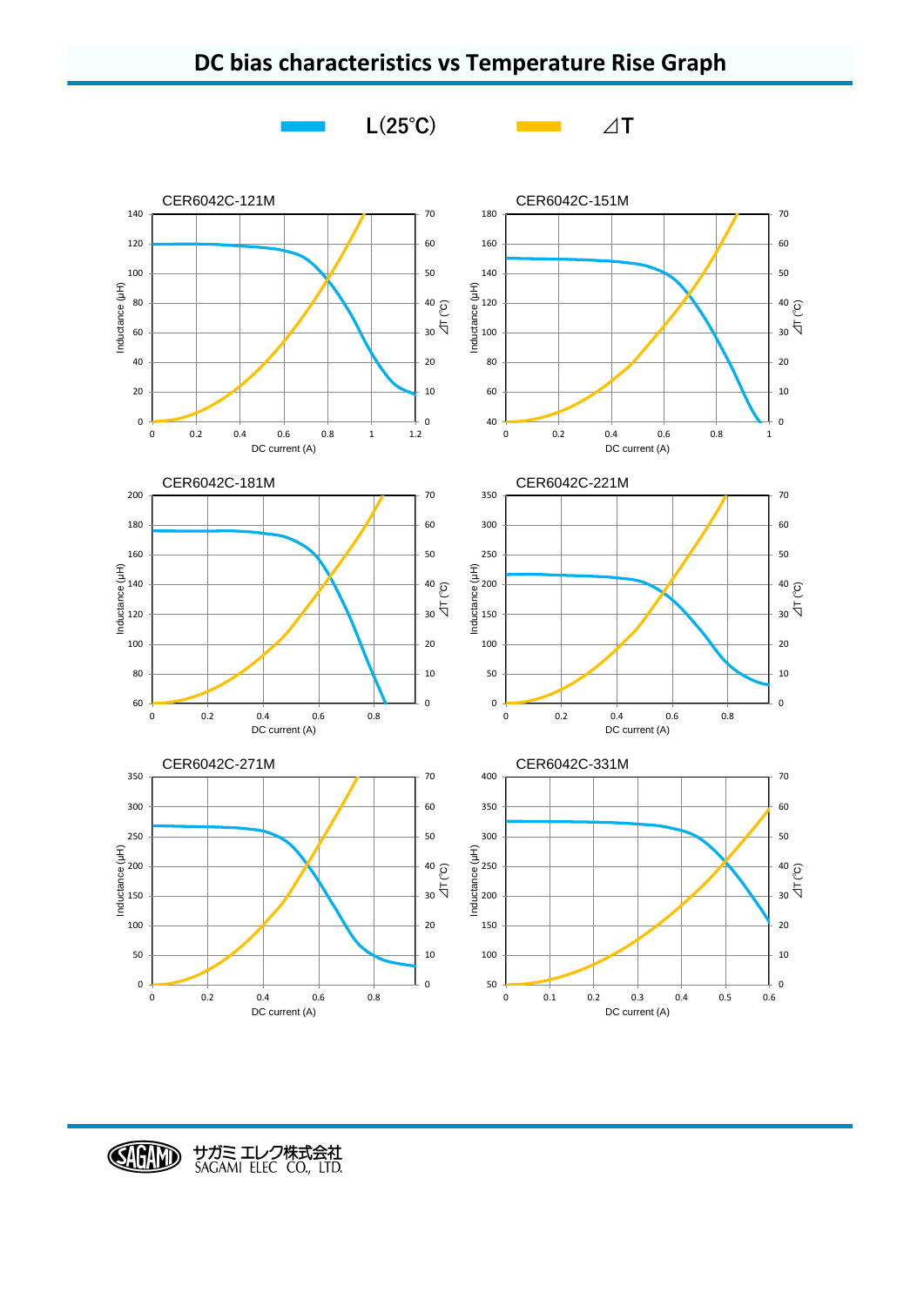# DC bias characteristics vs Temperature Rise Graph

L(25℃)　　⊿T

CER6042C-121M

Inductance (μH)　DC current (A)　⊿T (℃)

CER6042C-151M

Inductance (μH)　DC current (A)　⊿T (℃)

CER6042C-181M

Inductance (μH)　DC current (A)　⊿T (℃)

CER6042C-221M

Inductance (μH)　DC current (A)　⊿T (℃)

CER6042C-271M

Inductance (μH)　DC current (A)　⊿T (℃)

CER6042C-331M

Inductance (μH)　DC current (A)　⊿T (℃)

サガミ エレク株式会社
SAGAMI ELEC CO., LTD.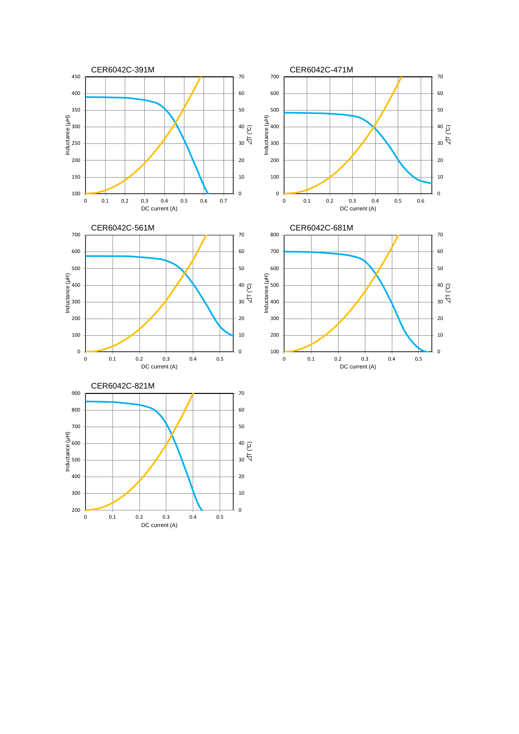CER6042C-391M

Inductance (μH)

450
400
350
300
250
200
150
100

ΔT (°C)

70
60
50
40
30
20
10
0

0 0.1 0.2 0.3 0.4 0.5 0.6 0.7

DC current (A)

CER6042C-471M

Inductance (μH)

700
600
500
400
300
200
100
0

ΔT (°C)

70
60
50
40
30
20
10
0

0 0.1 0.2 0.3 0.4 0.5 0.6

DC current (A)

CER6042C-561M

Inductance (μH)

700
600
500
400
300
200
100
0

ΔT (°C)

70
60
50
40
30
20
10
0

0 0.1 0.2 0.3 0.4 0.5

DC current (A)

CER6042C-681M

Inductance (μH)

800
700
600
500
400
300
200
100

ΔT (°C)

70
60
50
40
30
20
10
0

0 0.1 0.2 0.3 0.4 0.5

DC current (A)

CER6042C-821M

Inductance (μH)

900
800
700
600
500
400
300
200

ΔT (°C)

70
60
50
40
30
20
10
0

0 0.1 0.2 0.3 0.4 0.5

DC current (A)